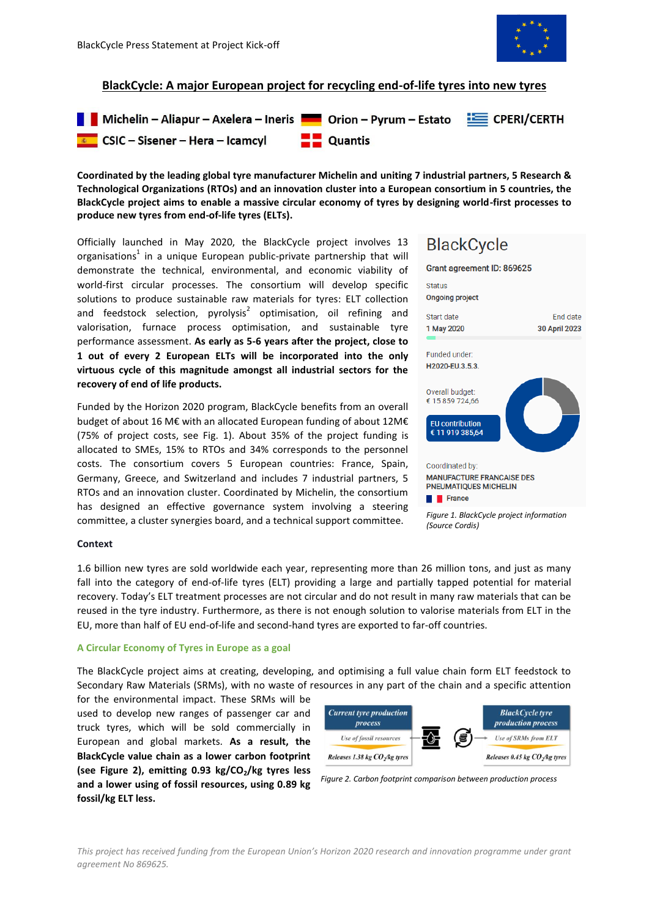BlackCycle Press Statement at Project Kick-off

# BlackCycle: A major European project for recycling end-of-life tyres into new tyres

Michelin – Aliapur – Axelera – Ineris | Orion – Pyrum – Estato | CPERI/CERTH

CSIC – Sisener – Hera – Icamcyl | Quantis

**Coordinated by the leading global tyre manufacturer Michelin and uniting 7 industrial partners, 5 Research & Technological Organizations (RTOs) and an innovation cluster into a European consortium in 5 countries, the BlackCycle project aims to enable a massive circular economy of tyres by designing world-first processes to produce new tyres from end-of-life tyres (ELTs).**

Officially launched in May 2020, the BlackCycle project involves 13 organisations[1] in a unique European public-private partnership that will demonstrate the technical, environmental, and economic viability of world-first circular processes. The consortium will develop specific solutions to produce sustainable raw materials for tyres: ELT collection and feedstock selection, pyrolysis[2] optimisation, oil refining and valorisation, furnace process optimisation, and sustainable tyre performance assessment. **As early as 5-6 years after the project, close to 1 out of every 2 European ELTs will be incorporated into the only virtuous cycle of this magnitude amongst all industrial sectors for the recovery of end of life products.**

Funded by the Horizon 2020 program, BlackCycle benefits from an overall budget of about 16 M€ with an allocated European funding of about 12M€ (75% of project costs, see Fig. 1). About 35% of the project funding is allocated to SMEs, 15% to RTOs and 34% corresponds to the personnel costs. The consortium covers 5 European countries: France, Spain, Germany, Greece, and Switzerland and includes 7 industrial partners, 5 RTOs and an innovation cluster. Coordinated by Michelin, the consortium has designed an effective governance system involving a steering committee, a cluster synergies board, and a technical support committee.

BlackCycle

Grant agreement ID: 869625

Status: Ongoing project

Start date: 1 May 2020 — End date: 30 April 2023

Funded under: H2020-EU.3.5.3.

Overall budget: € 15 859 724,66

EU contribution: € 11 919 385,64

Coordinated by: MANUFACTURE FRANCAISE DES PNEUMATIQUES MICHELIN, France

*Figure 1. BlackCycle project information (Source Cordis)*

**Context**

1.6 billion new tyres are sold worldwide each year, representing more than 26 million tons, and just as many fall into the category of end-of-life tyres (ELT) providing a large and partially tapped potential for material recovery. Today's ELT treatment processes are not circular and do not result in many raw materials that can be reused in the tyre industry. Furthermore, as there is not enough solution to valorise materials from ELT in the EU, more than half of EU end-of-life and second-hand tyres are exported to far-off countries.

## A Circular Economy of Tyres in Europe as a goal

The BlackCycle project aims at creating, developing, and optimising a full value chain form ELT feedstock to Secondary Raw Materials (SRMs), with no waste of resources in any part of the chain and a specific attention for the environmental impact. These SRMs will be used to develop new ranges of passenger car and truck tyres, which will be sold commercially in European and global markets. **As a result, the BlackCycle value chain as a lower carbon footprint (see Figure 2), emitting 0.93 kg/$CO_2$/kg tyres less and a lower using of fossil resources, using 0.89 kg fossil/kg ELT less.**

| Current tyre production process | BlackCycle tyre production process |
|---|---|
| Use of fossil resources | Use of SRMs from ELT |
| Releases 1.38 kg $CO_2$/kg tyres | Releases 0.45 kg $CO_2$/kg tyres |

*Figure 2. Carbon footprint comparison between production process*

*This project has received funding from the European Union's Horizon 2020 research and innovation programme under grant agreement No 869625.*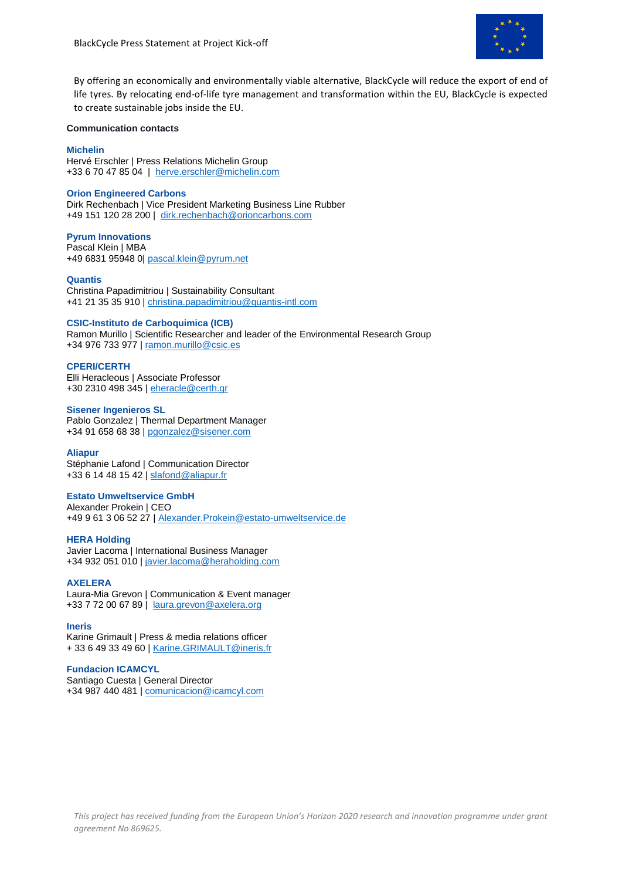By offering an economically and environmentally viable alternative, BlackCycle will reduce the export of end of life tyres. By relocating end-of-life tyre management and transformation within the EU, BlackCycle is expected to create sustainable jobs inside the EU.

**Communication contacts**

**Michelin**
Hervé Erschler | Press Relations Michelin Group
+33 6 70 47 85 04 | herve.erschler@michelin.com

**Orion Engineered Carbons**
Dirk Rechenbach | Vice President Marketing Business Line Rubber
+49 151 120 28 200 | dirk.rechenbach@orioncarbons.com

**Pyrum Innovations**
Pascal Klein | MBA
+49 6831 95948 0| pascal.klein@pyrum.net

**Quantis**
Christina Papadimitriou | Sustainability Consultant
+41 21 35 35 910 | christina.papadimitriou@quantis-intl.com

**CSIC-Instituto de Carboquimica (ICB)**
Ramon Murillo | Scientific Researcher and leader of the Environmental Research Group
+34 976 733 977 | ramon.murillo@csic.es

**CPERI/CERTH**
Elli Heracleous | Associate Professor
+30 2310 498 345 | eheracle@certh.gr

**Sisener Ingenieros SL**
Pablo Gonzalez | Thermal Department Manager
+34 91 658 68 38 | pgonzalez@sisener.com

**Aliapur**
Stéphanie Lafond | Communication Director
+33 6 14 48 15 42 | slafond@aliapur.fr

**Estato Umweltservice GmbH**
Alexander Prokein | CEO
+49 9 61 3 06 52 27 | Alexander.Prokein@estato-umweltservice.de

**HERA Holding**
Javier Lacoma | International Business Manager
+34 932 051 010 | javier.lacoma@heraholding.com

**AXELERA**
Laura-Mia Grevon | Communication & Event manager
+33 7 72 00 67 89 | laura.grevon@axelera.org

**Ineris**
Karine Grimault | Press & media relations officer
+ 33 6 49 33 49 60 | Karine.GRIMAULT@ineris.fr

**Fundacion ICAMCYL**
Santiago Cuesta | General Director
+34 987 440 481 | comunicacion@icamcyl.com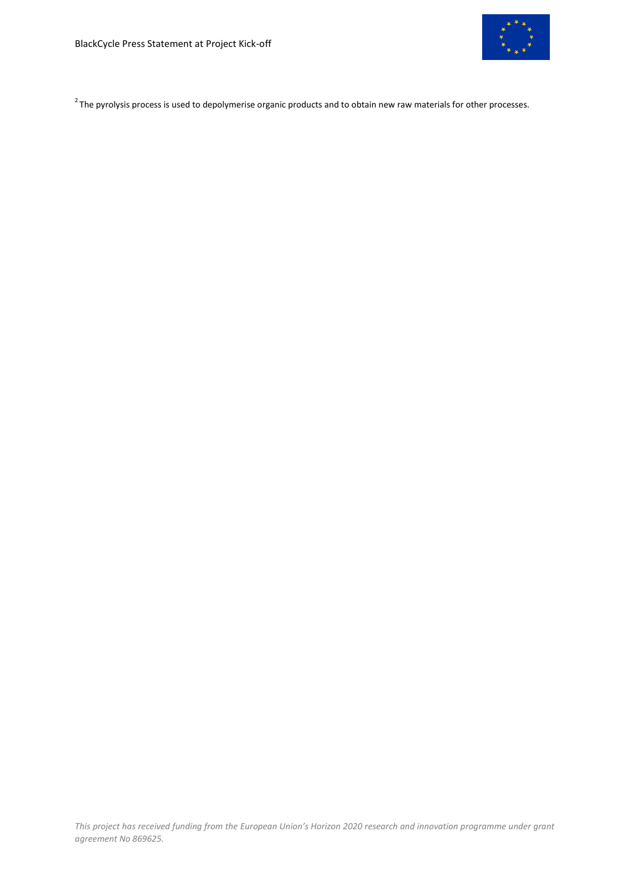[2] The pyrolysis process is used to depolymerise organic products and to obtain new raw materials for other processes.